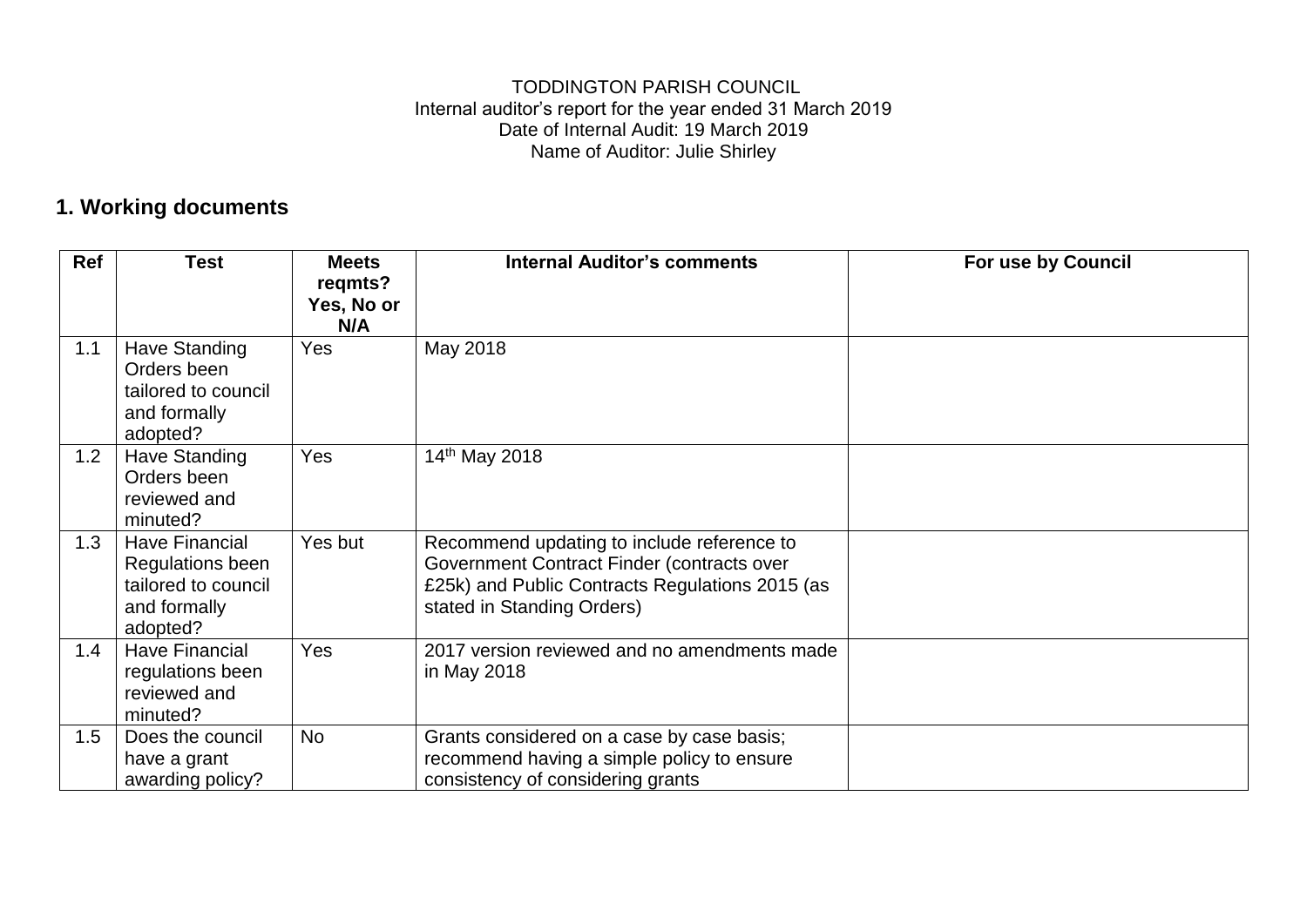TODDINGTON PARISH COUNCIL
Internal auditor's report for the year ended 31 March 2019
Date of Internal Audit: 19 March 2019
Name of Auditor: Julie Shirley

## 1. Working documents

| Ref | Test | Meets reqmts? Yes, No or N/A | Internal Auditor's comments | For use by Council |
|---|---|---|---|---|
| 1.1 | Have Standing Orders been tailored to council and formally adopted? | Yes | May 2018 | |
| 1.2 | Have Standing Orders been reviewed and minuted? | Yes | 14th May 2018 | |
| 1.3 | Have Financial Regulations been tailored to council and formally adopted? | Yes but | Recommend updating to include reference to Government Contract Finder (contracts over £25k) and Public Contracts Regulations 2015 (as stated in Standing Orders) | |
| 1.4 | Have Financial regulations been reviewed and minuted? | Yes | 2017 version reviewed and no amendments made in May 2018 | |
| 1.5 | Does the council have a grant awarding policy? | No | Grants considered on a case by case basis; recommend having a simple policy to ensure consistency of considering grants | |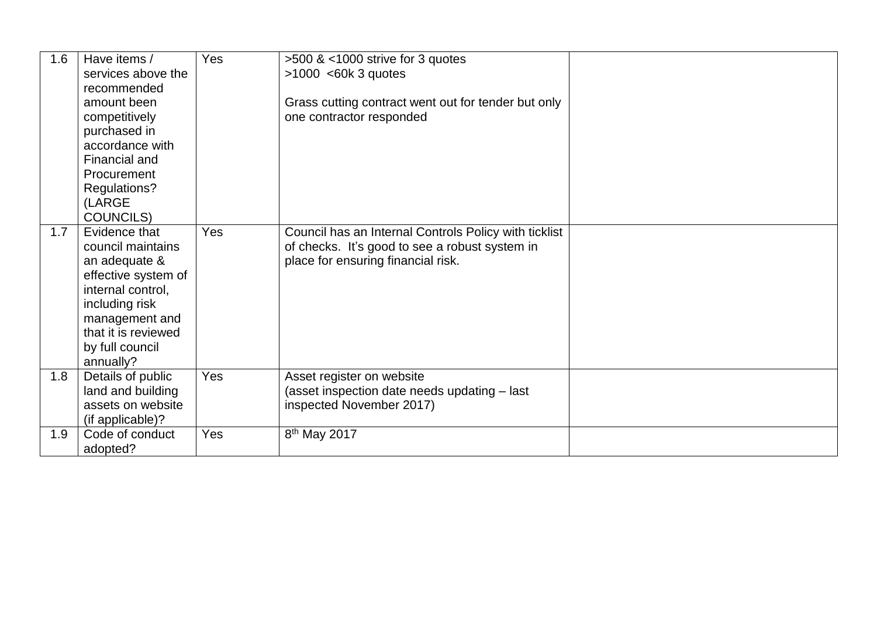| | | | | |
|---|---|---|---|---|
| 1.6 | Have items / services above the recommended amount been competitively purchased in accordance with Financial and Procurement Regulations? (LARGE COUNCILS) | Yes | >500 & <1000 strive for 3 quotes<br>>1000 <60k 3 quotes<br><br>Grass cutting contract went out for tender but only one contractor responded | |
| 1.7 | Evidence that council maintains an adequate & effective system of internal control, including risk management and that it is reviewed by full council annually? | Yes | Council has an Internal Controls Policy with ticklist of checks. It's good to see a robust system in place for ensuring financial risk. | |
| 1.8 | Details of public land and building assets on website (if applicable)? | Yes | Asset register on website<br>(asset inspection date needs updating – last inspected November 2017) | |
| 1.9 | Code of conduct adopted? | Yes | 8th May 2017 | |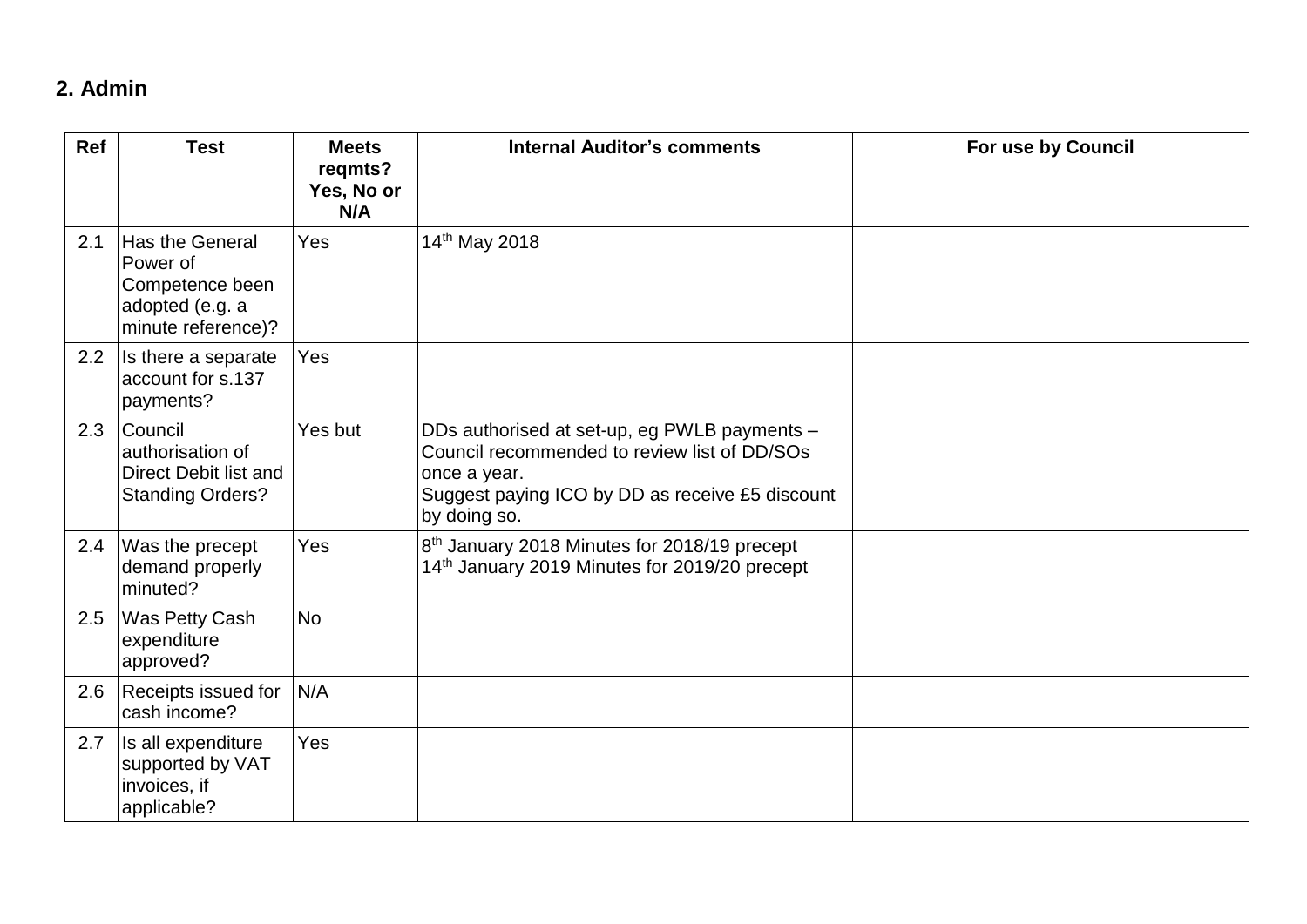## 2. Admin

| Ref | Test | Meets reqmts? Yes, No or N/A | Internal Auditor's comments | For use by Council |
|---|---|---|---|---|
| 2.1 | Has the General Power of Competence been adopted (e.g. a minute reference)? | Yes | 14th May 2018 | |
| 2.2 | Is there a separate account for s.137 payments? | Yes | | |
| 2.3 | Council authorisation of Direct Debit list and Standing Orders? | Yes but | DDs authorised at set-up, eg PWLB payments – Council recommended to review list of DD/SOs once a year. Suggest paying ICO by DD as receive £5 discount by doing so. | |
| 2.4 | Was the precept demand properly minuted? | Yes | 8th January 2018 Minutes for 2018/19 precept 14th January 2019 Minutes for 2019/20 precept | |
| 2.5 | Was Petty Cash expenditure approved? | No | | |
| 2.6 | Receipts issued for cash income? | N/A | | |
| 2.7 | Is all expenditure supported by VAT invoices, if applicable? | Yes | | |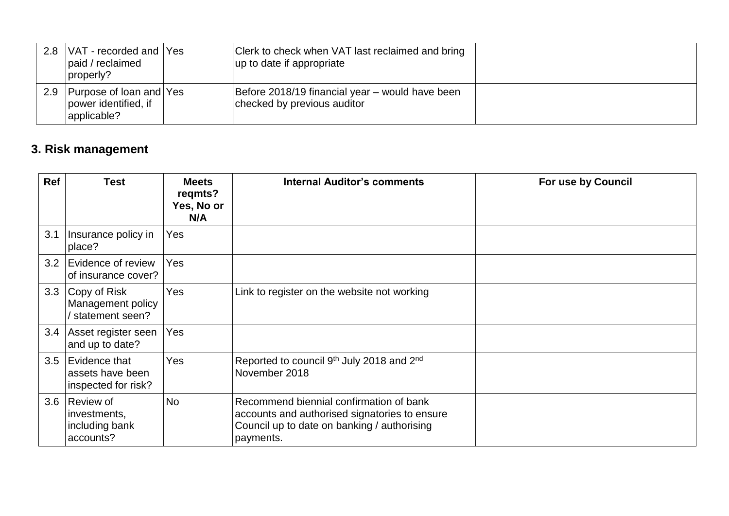| 2.8 | VAT - recorded and paid / reclaimed properly? | Yes | Clerk to check when VAT last reclaimed and bring up to date if appropriate | |
|---|---|---|---|---|
| 2.9 | Purpose of loan and power identified, if applicable? | Yes | Before 2018/19 financial year – would have been checked by previous auditor | |

## 3. Risk management

| Ref | Test | Meets reqmts? Yes, No or N/A | Internal Auditor's comments | For use by Council |
|---|---|---|---|---|
| 3.1 | Insurance policy in place? | Yes | | |
| 3.2 | Evidence of review of insurance cover? | Yes | | |
| 3.3 | Copy of Risk Management policy / statement seen? | Yes | Link to register on the website not working | |
| 3.4 | Asset register seen and up to date? | Yes | | |
| 3.5 | Evidence that assets have been inspected for risk? | Yes | Reported to council 9th July 2018 and 2nd November 2018 | |
| 3.6 | Review of investments, including bank accounts? | No | Recommend biennial confirmation of bank accounts and authorised signatories to ensure Council up to date on banking / authorising payments. | |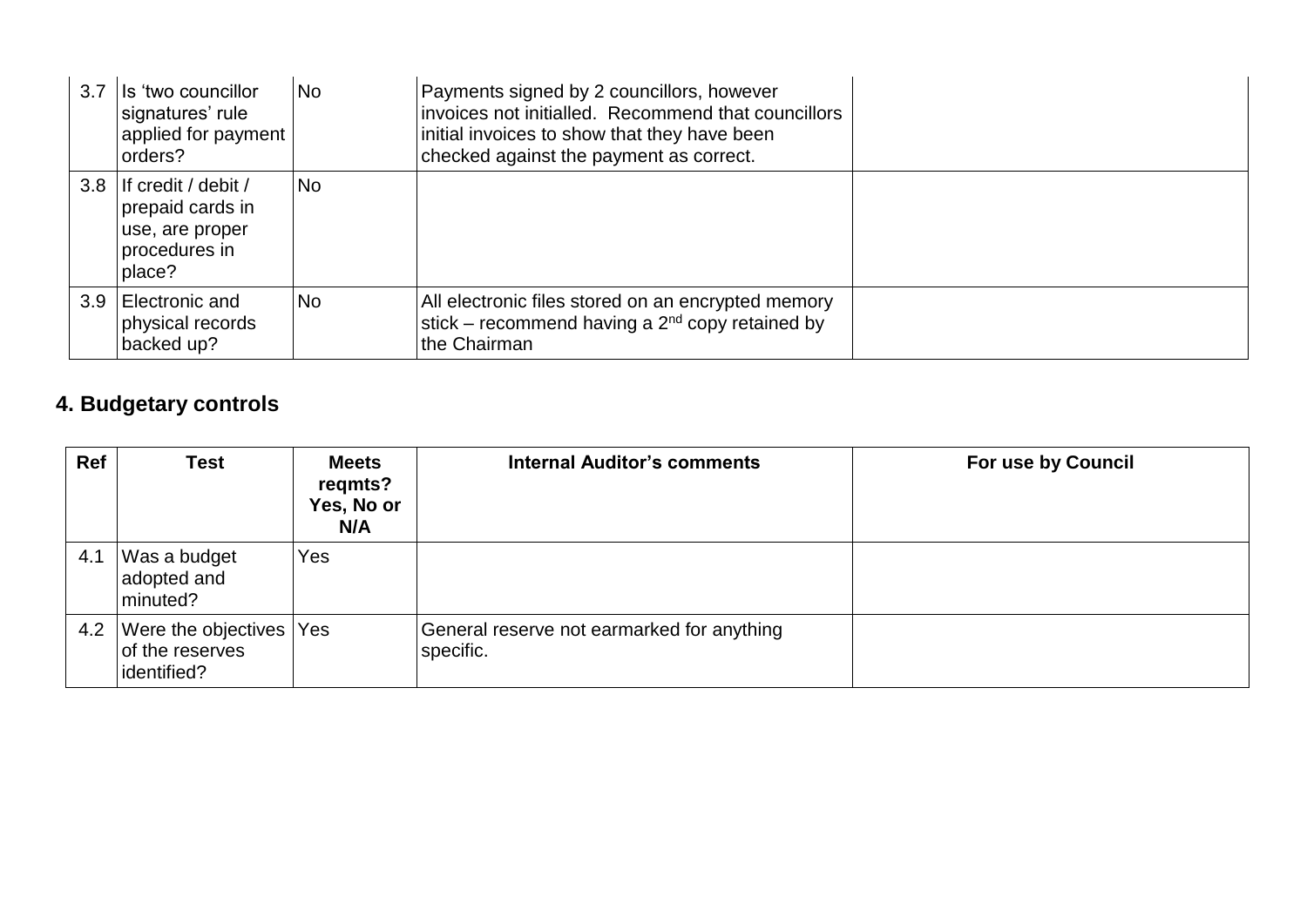| Ref | Test | Meets reqmts? Yes, No or N/A | Internal Auditor's comments | For use by Council |
|---|---|---|---|---|
| 3.7 | Is 'two councillor signatures' rule applied for payment orders? | No | Payments signed by 2 councillors, however invoices not initialled. Recommend that councillors initial invoices to show that they have been checked against the payment as correct. | |
| 3.8 | If credit / debit / prepaid cards in use, are proper procedures in place? | No | | |
| 3.9 | Electronic and physical records backed up? | No | All electronic files stored on an encrypted memory stick – recommend having a 2nd copy retained by the Chairman | |

## 4. Budgetary controls

| Ref | Test | Meets reqmts? Yes, No or N/A | Internal Auditor's comments | For use by Council |
|---|---|---|---|---|
| 4.1 | Was a budget adopted and minuted? | Yes | | |
| 4.2 | Were the objectives of the reserves identified? | Yes | General reserve not earmarked for anything specific. | |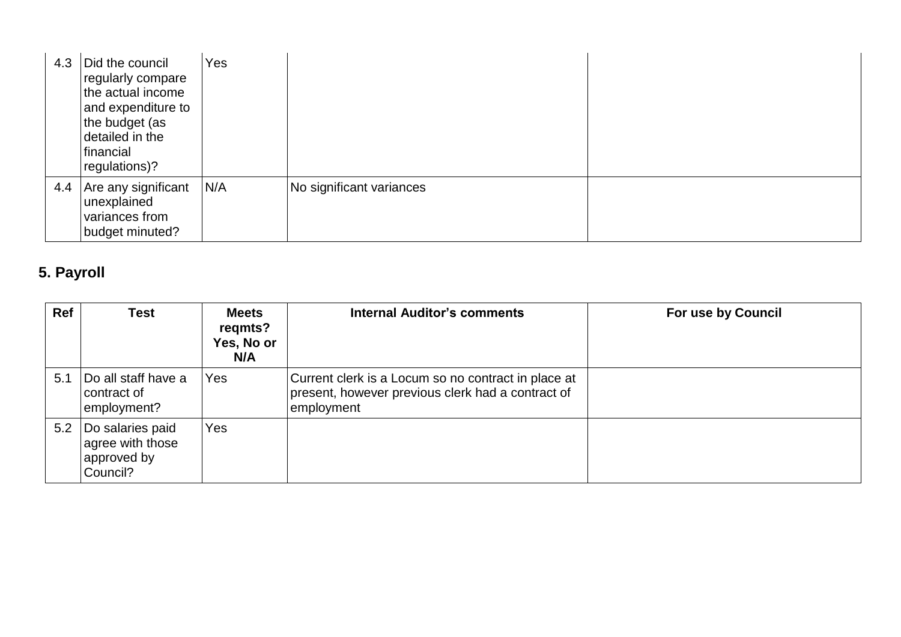| | | | | |
|---|---|---|---|---|
| 4.3 | Did the council regularly compare the actual income and expenditure to the budget (as detailed in the financial regulations)? | Yes | | |
| 4.4 | Are any significant unexplained variances from budget minuted? | N/A | No significant variances | |

## 5. Payroll

| Ref | Test | Meets reqmts? Yes, No or N/A | Internal Auditor's comments | For use by Council |
|---|---|---|---|---|
| 5.1 | Do all staff have a contract of employment? | Yes | Current clerk is a Locum so no contract in place at present, however previous clerk had a contract of employment | |
| 5.2 | Do salaries paid agree with those approved by Council? | Yes | | |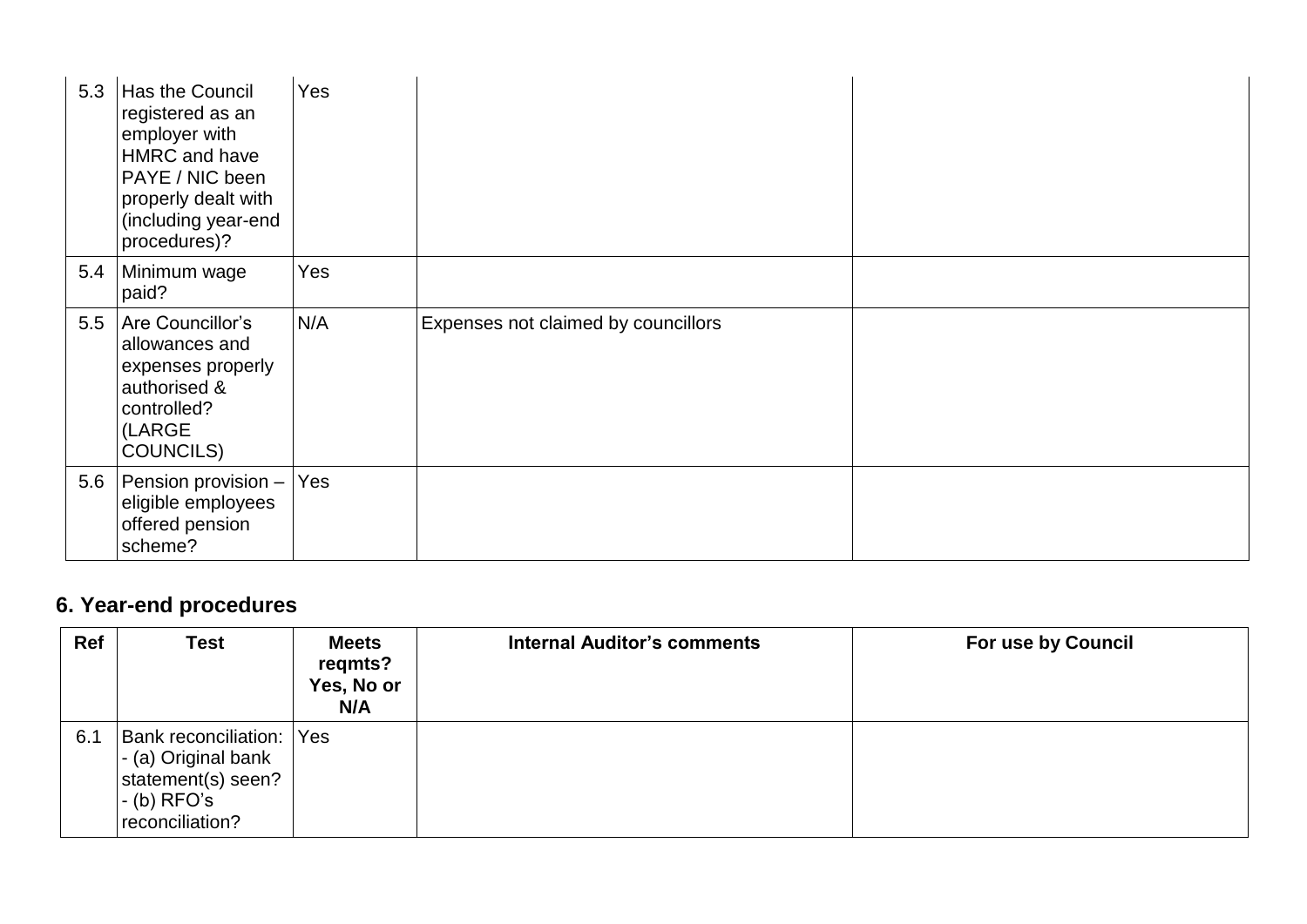| Ref | Test | Meets reqmts? Yes, No or N/A | Internal Auditor's comments | For use by Council |
|---|---|---|---|---|
| 5.3 | Has the Council registered as an employer with HMRC and have PAYE / NIC been properly dealt with (including year-end procedures)? | Yes | | |
| 5.4 | Minimum wage paid? | Yes | | |
| 5.5 | Are Councillor's allowances and expenses properly authorised & controlled? (LARGE COUNCILS) | N/A | Expenses not claimed by councillors | |
| 5.6 | Pension provision – eligible employees offered pension scheme? | Yes | | |

## 6. Year-end procedures

| Ref | Test | Meets reqmts? Yes, No or N/A | Internal Auditor's comments | For use by Council |
|---|---|---|---|---|
| 6.1 | Bank reconciliation: - (a) Original bank statement(s) seen? - (b) RFO's reconciliation? | Yes | | |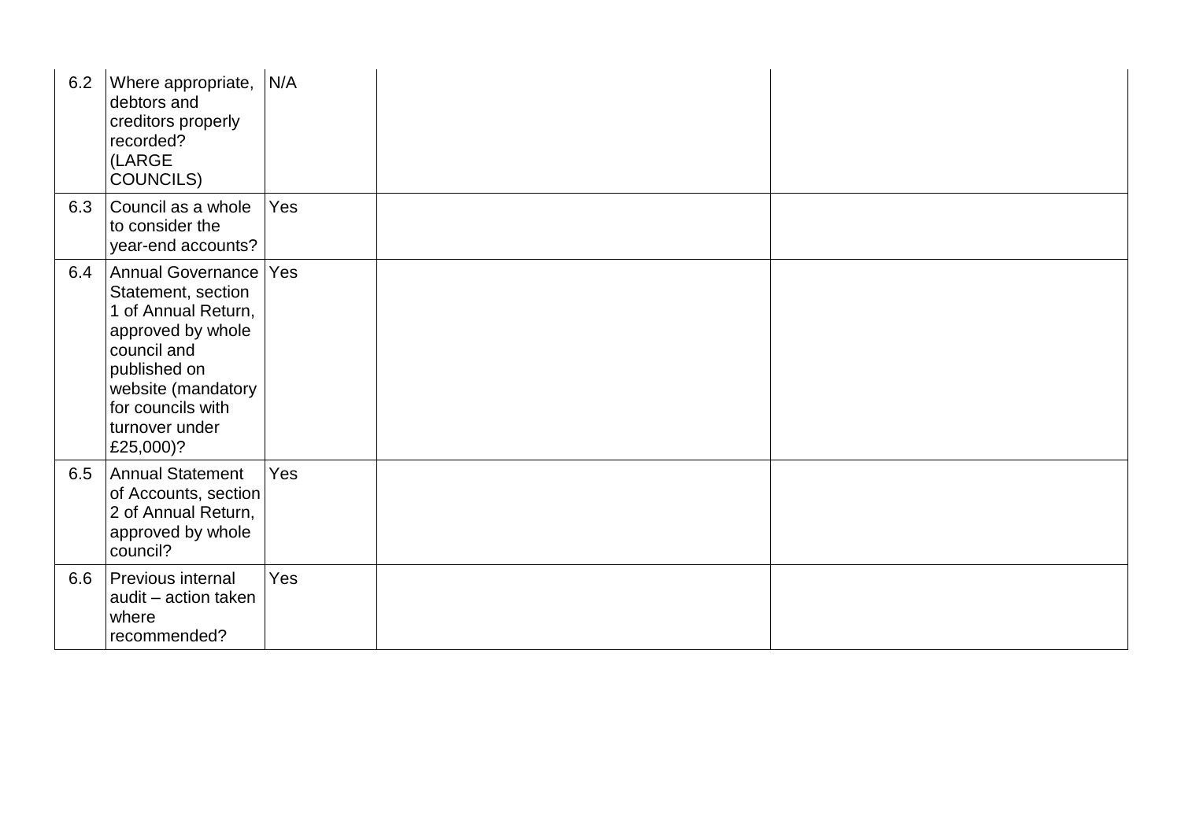| | | | | |
|---|---|---|---|---|
| 6.2 | Where appropriate, debtors and creditors properly recorded? (LARGE COUNCILS) | N/A | | |
| 6.3 | Council as a whole to consider the year-end accounts? | Yes | | |
| 6.4 | Annual Governance Statement, section 1 of Annual Return, approved by whole council and published on website (mandatory for councils with turnover under £25,000)? | Yes | | |
| 6.5 | Annual Statement of Accounts, section 2 of Annual Return, approved by whole council? | Yes | | |
| 6.6 | Previous internal audit – action taken where recommended? | Yes | | |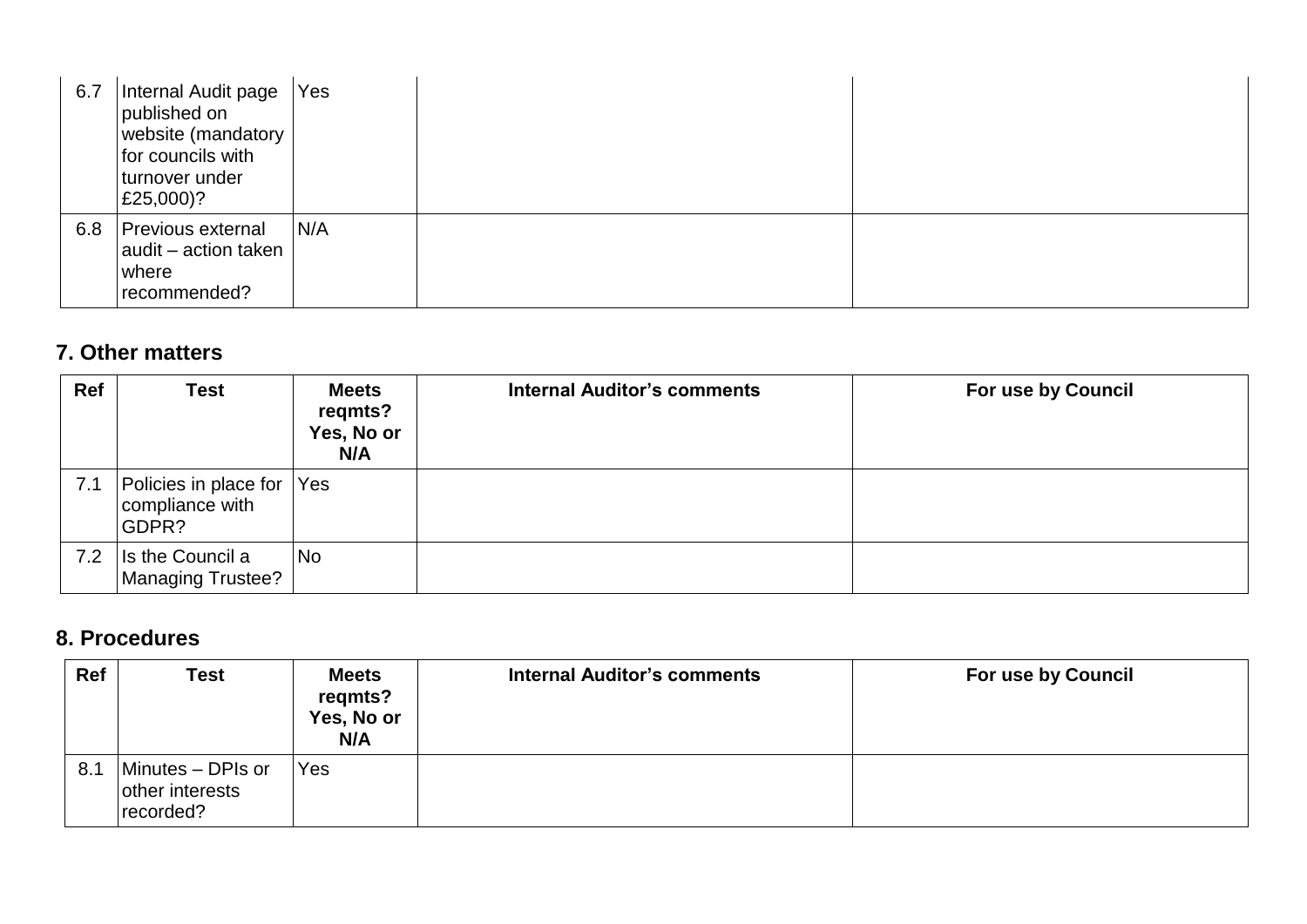| Ref | Test | Meets reqmts? Yes, No or N/A | Internal Auditor's comments | For use by Council |
|---|---|---|---|---|
| 6.7 | Internal Audit page published on website (mandatory for councils with turnover under £25,000)? | Yes | | |
| 6.8 | Previous external audit – action taken where recommended? | N/A | | |

## 7. Other matters

| Ref | Test | Meets reqmts? Yes, No or N/A | Internal Auditor's comments | For use by Council |
|---|---|---|---|---|
| 7.1 | Policies in place for compliance with GDPR? | Yes | | |
| 7.2 | Is the Council a Managing Trustee? | No | | |

## 8. Procedures

| Ref | Test | Meets reqmts? Yes, No or N/A | Internal Auditor's comments | For use by Council |
|---|---|---|---|---|
| 8.1 | Minutes – DPIs or other interests recorded? | Yes | | |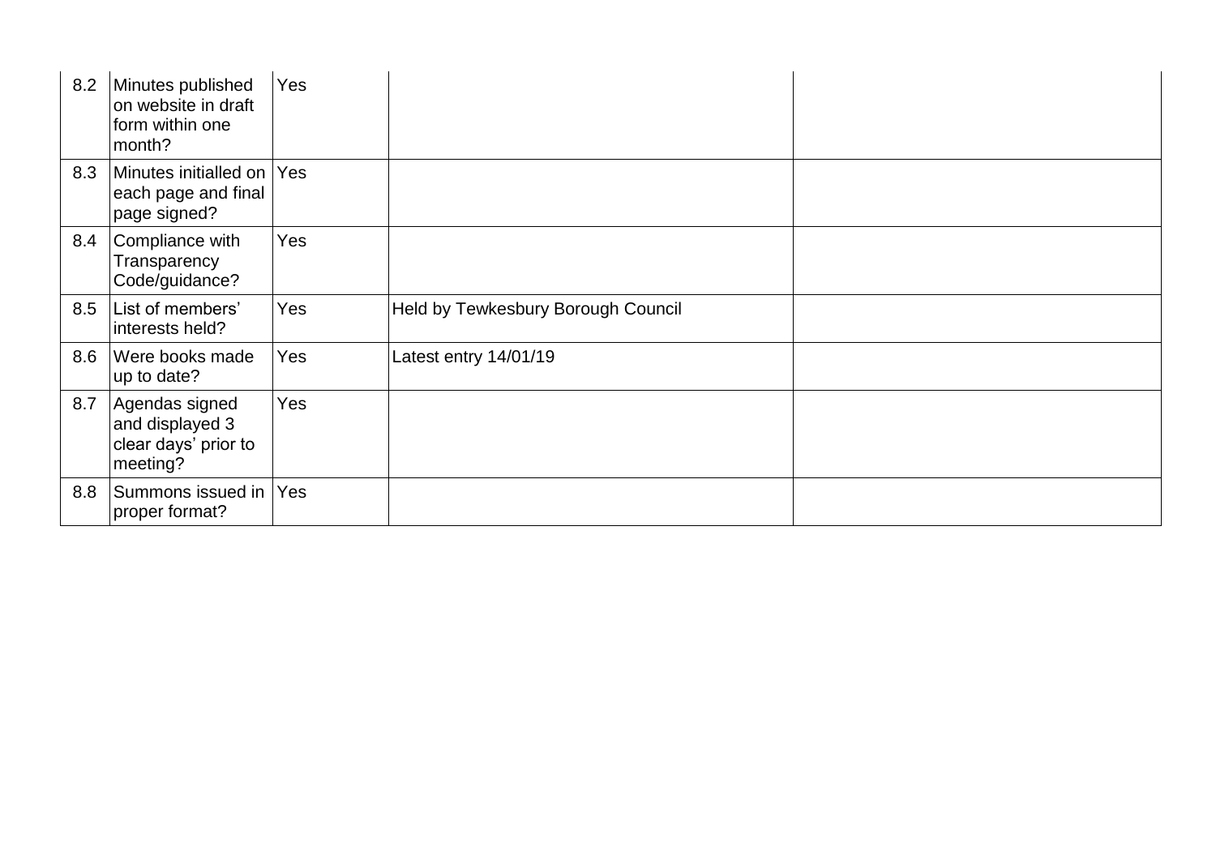| | | | | |
|---|---|---|---|---|
| 8.2 | Minutes published on website in draft form within one month? | Yes | | |
| 8.3 | Minutes initialled on each page and final page signed? | Yes | | |
| 8.4 | Compliance with Transparency Code/guidance? | Yes | | |
| 8.5 | List of members' interests held? | Yes | Held by Tewkesbury Borough Council | |
| 8.6 | Were books made up to date? | Yes | Latest entry 14/01/19 | |
| 8.7 | Agendas signed and displayed 3 clear days' prior to meeting? | Yes | | |
| 8.8 | Summons issued in proper format? | Yes | | |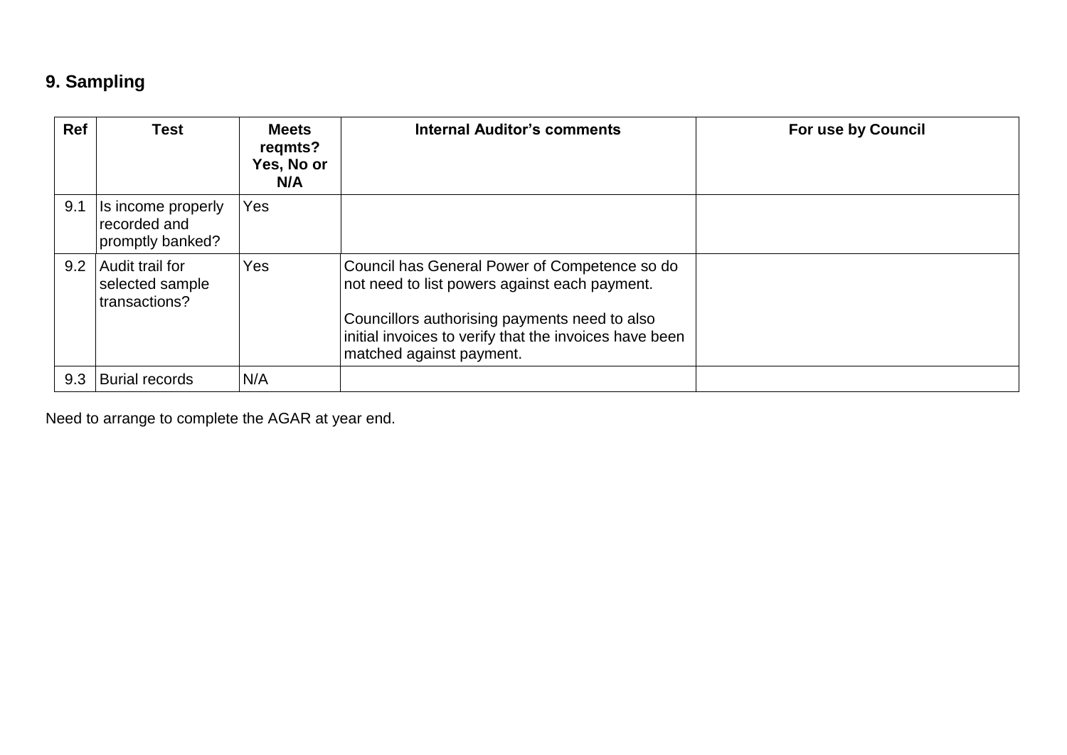## 9. Sampling

| Ref | Test | Meets reqmts? Yes, No or N/A | Internal Auditor's comments | For use by Council |
|---|---|---|---|---|
| 9.1 | Is income properly recorded and promptly banked? | Yes | | |
| 9.2 | Audit trail for selected sample transactions? | Yes | Council has General Power of Competence so do not need to list powers against each payment.<br><br>Councillors authorising payments need to also initial invoices to verify that the invoices have been matched against payment. | |
| 9.3 | Burial records | N/A | | |

Need to arrange to complete the AGAR at year end.